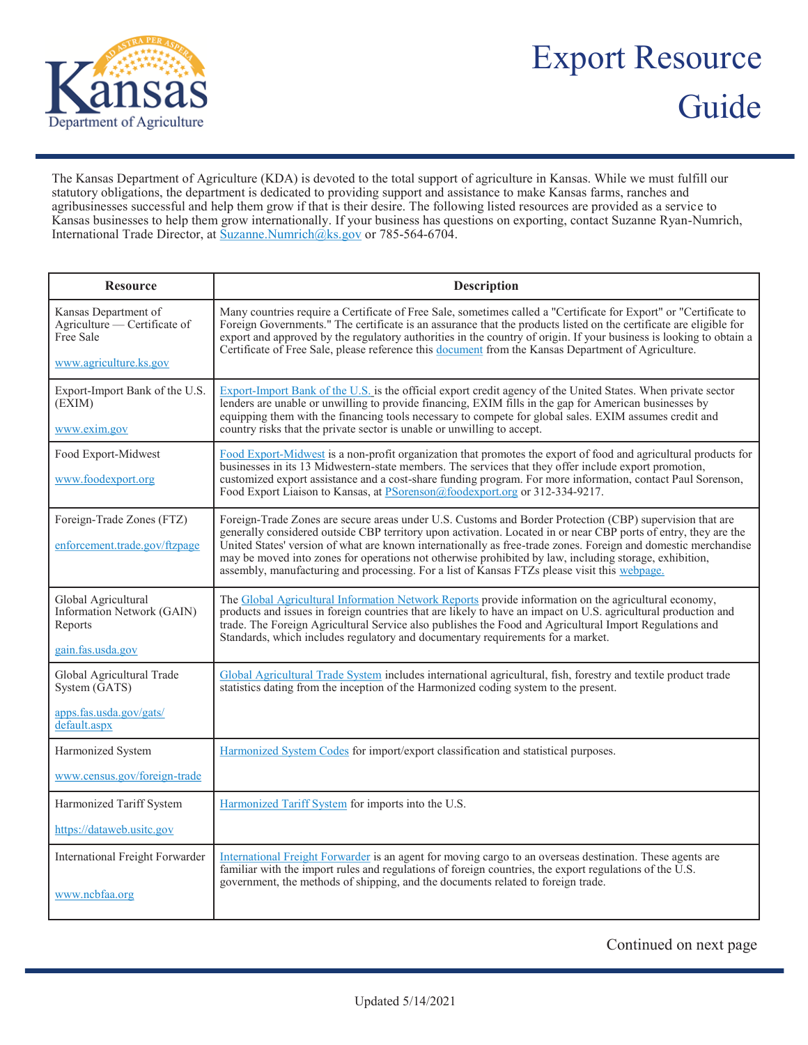# Export Resource Guide

Kansas Department of Agriculture

The Kansas Department of Agriculture (KDA) is devoted to the total support of agriculture in Kansas. While we must fulfill our statutory obligations, the department is dedicated to providing support and assistance to make Kansas farms, ranches and agribusinesses successful and help them grow if that is their desire. The following listed resources are provided as a service to Kansas businesses to help them grow internationally. If your business has questions on exporting, contact Suzanne Ryan-Numrich, International Trade Director, at Suzanne.Numrich@ks.gov or 785-564-6704.

| Resource | Description |
|---|---|
| Kansas Department of Agriculture — Certificate of Free Sale<br><br>www.agriculture.ks.gov | Many countries require a Certificate of Free Sale, sometimes called a "Certificate for Export" or "Certificate to Foreign Governments." The certificate is an assurance that the products listed on the certificate are eligible for export and approved by the regulatory authorities in the country of origin. If your business is looking to obtain a Certificate of Free Sale, please reference this document from the Kansas Department of Agriculture. |
| Export-Import Bank of the U.S. (EXIM)<br><br>www.exim.gov | Export-Import Bank of the U.S. is the official export credit agency of the United States. When private sector lenders are unable or unwilling to provide financing, EXIM fills in the gap for American businesses by equipping them with the financing tools necessary to compete for global sales. EXIM assumes credit and country risks that the private sector is unable or unwilling to accept. |
| Food Export-Midwest<br><br>www.foodexport.org | Food Export-Midwest is a non-profit organization that promotes the export of food and agricultural products for businesses in its 13 Midwestern-state members. The services that they offer include export promotion, customized export assistance and a cost-share funding program. For more information, contact Paul Sorenson, Food Export Liaison to Kansas, at PSorenson@foodexport.org or 312-334-9217. |
| Foreign-Trade Zones (FTZ)<br><br>enforcement.trade.gov/ftzpage | Foreign-Trade Zones are secure areas under U.S. Customs and Border Protection (CBP) supervision that are generally considered outside CBP territory upon activation. Located in or near CBP ports of entry, they are the United States' version of what are known internationally as free-trade zones. Foreign and domestic merchandise may be moved into zones for operations not otherwise prohibited by law, including storage, exhibition, assembly, manufacturing and processing. For a list of Kansas FTZs please visit this webpage. |
| Global Agricultural Information Network (GAIN) Reports<br><br>gain.fas.usda.gov | The Global Agricultural Information Network Reports provide information on the agricultural economy, products and issues in foreign countries that are likely to have an impact on U.S. agricultural production and trade. The Foreign Agricultural Service also publishes the Food and Agricultural Import Regulations and Standards, which includes regulatory and documentary requirements for a market. |
| Global Agricultural Trade System (GATS)<br><br>apps.fas.usda.gov/gats/default.aspx | Global Agricultural Trade System includes international agricultural, fish, forestry and textile product trade statistics dating from the inception of the Harmonized coding system to the present. |
| Harmonized System<br><br>www.census.gov/foreign-trade | Harmonized System Codes for import/export classification and statistical purposes. |
| Harmonized Tariff System<br><br>https://dataweb.usitc.gov | Harmonized Tariff System for imports into the U.S. |
| International Freight Forwarder<br><br>www.ncbfaa.org | International Freight Forwarder is an agent for moving cargo to an overseas destination. These agents are familiar with the import rules and regulations of foreign countries, the export regulations of the U.S. government, the methods of shipping, and the documents related to foreign trade. |

Continued on next page

Updated 5/14/2021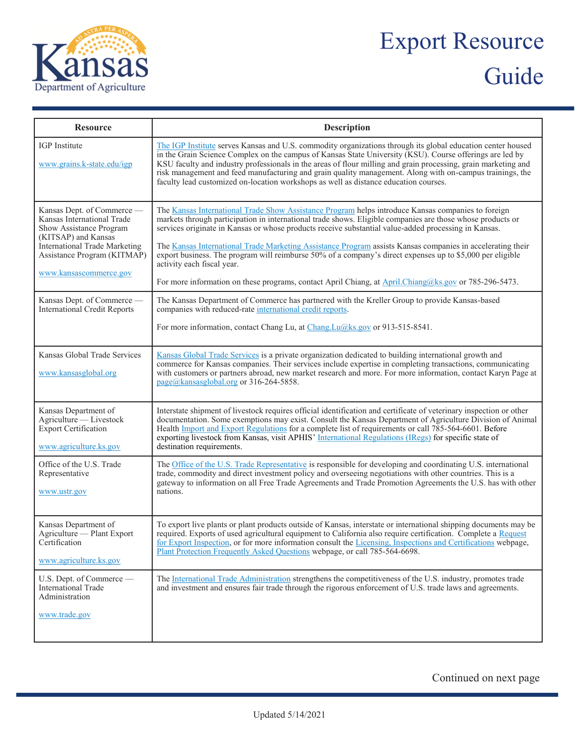# Export Resource Guide

| Resource | Description |
|---|---|
| IGP Institute<br><br>www.grains.k-state.edu/igp | The IGP Institute serves Kansas and U.S. commodity organizations through its global education center housed in the Grain Science Complex on the campus of Kansas State University (KSU). Course offerings are led by KSU faculty and industry professionals in the areas of flour milling and grain processing, grain marketing and risk management and feed manufacturing and grain quality management. Along with on-campus trainings, the faculty lead customized on-location workshops as well as distance education courses. |
| Kansas Dept. of Commerce — Kansas International Trade Show Assistance Program (KITSAP) and Kansas International Trade Marketing Assistance Program (KITMAP)<br><br>www.kansascommerce.gov | The Kansas International Trade Show Assistance Program helps introduce Kansas companies to foreign markets through participation in international trade shows. Eligible companies are those whose products or services originate in Kansas or whose products receive substantial value-added processing in Kansas.<br><br>The Kansas International Trade Marketing Assistance Program assists Kansas companies in accelerating their export business. The program will reimburse 50% of a company's direct expenses up to $5,000 per eligible activity each fiscal year.<br><br>For more information on these programs, contact April Chiang, at April.Chiang@ks.gov or 785-296-5473. |
| Kansas Dept. of Commerce — International Credit Reports | The Kansas Department of Commerce has partnered with the Kreller Group to provide Kansas-based companies with reduced-rate international credit reports.<br><br>For more information, contact Chang Lu, at Chang.Lu@ks.gov or 913-515-8541. |
| Kansas Global Trade Services<br><br>www.kansasglobal.org | Kansas Global Trade Services is a private organization dedicated to building international growth and commerce for Kansas companies. Their services include expertise in completing transactions, communicating with customers or partners abroad, new market research and more. For more information, contact Karyn Page at page@kansasglobal.org or 316-264-5858. |
| Kansas Department of Agriculture — Livestock Export Certification<br><br>www.agriculture.ks.gov | Interstate shipment of livestock requires official identification and certificate of veterinary inspection or other documentation. Some exemptions may exist. Consult the Kansas Department of Agriculture Division of Animal Health Import and Export Regulations for a complete list of requirements or call 785-564-6601. Before exporting livestock from Kansas, visit APHIS' International Regulations (IRegs) for specific state of destination requirements. |
| Office of the U.S. Trade Representative<br><br>www.ustr.gov | The Office of the U.S. Trade Representative is responsible for developing and coordinating U.S. international trade, commodity and direct investment policy and overseeing negotiations with other countries. This is a gateway to information on all Free Trade Agreements and Trade Promotion Agreements the U.S. has with other nations. |
| Kansas Department of Agriculture — Plant Export Certification<br><br>www.agriculture.ks.gov | To export live plants or plant products outside of Kansas, interstate or international shipping documents may be required. Exports of used agricultural equipment to California also require certification. Complete a Request for Export Inspection, or for more information consult the Licensing, Inspections and Certifications webpage, Plant Protection Frequently Asked Questions webpage, or call 785-564-6698. |
| U.S. Dept. of Commerce — International Trade Administration<br><br>www.trade.gov | The International Trade Administration strengthens the competitiveness of the U.S. industry, promotes trade and investment and ensures fair trade through the rigorous enforcement of U.S. trade laws and agreements. |

Continued on next page

Updated 5/14/2021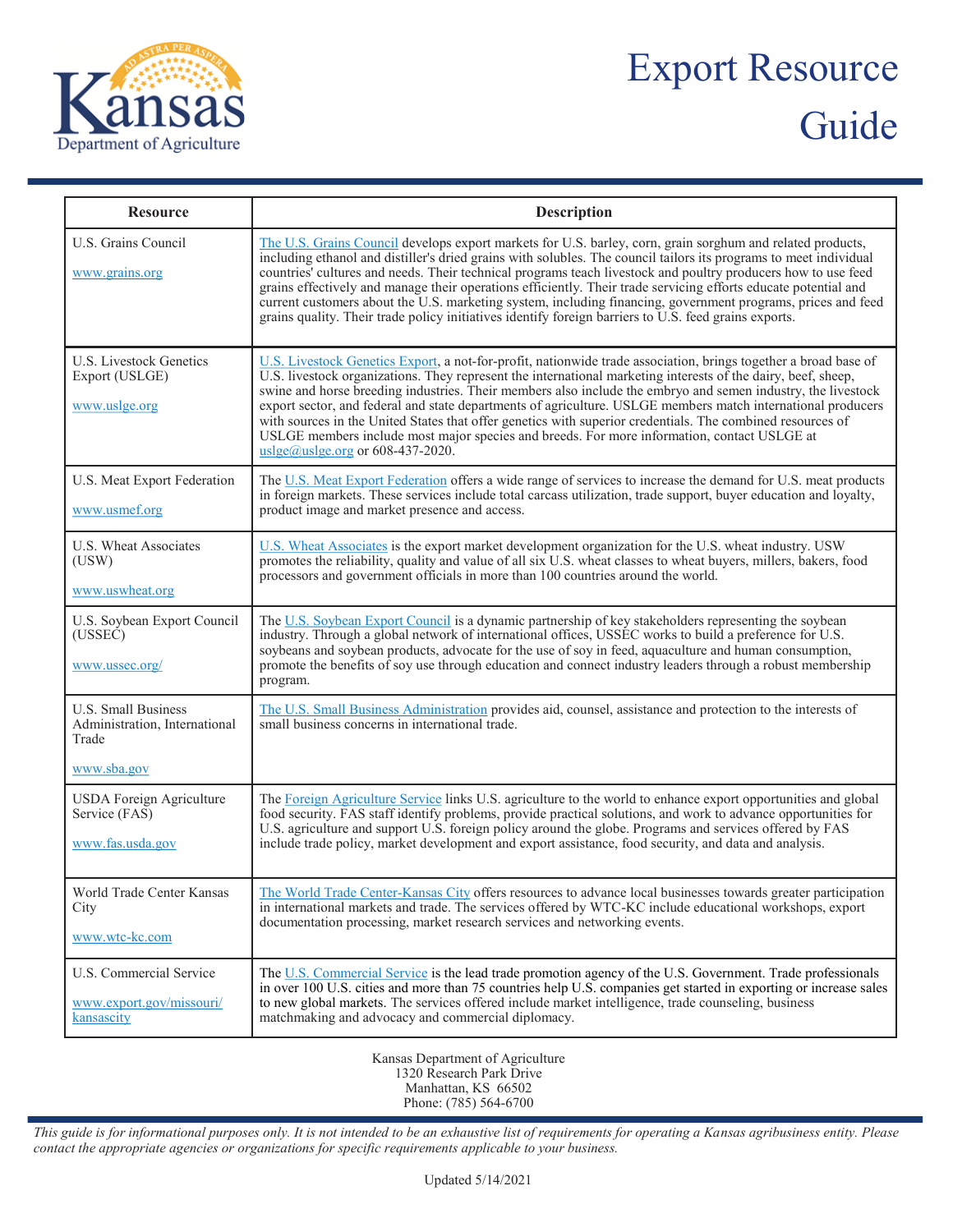# Export Resource Guide

| Resource | Description |
|---|---|
| U.S. Grains Council<br><br>www.grains.org | The U.S. Grains Council develops export markets for U.S. barley, corn, grain sorghum and related products, including ethanol and distiller's dried grains with solubles. The council tailors its programs to meet individual countries' cultures and needs. Their technical programs teach livestock and poultry producers how to use feed grains effectively and manage their operations efficiently. Their trade servicing efforts educate potential and current customers about the U.S. marketing system, including financing, government programs, prices and feed grains quality. Their trade policy initiatives identify foreign barriers to U.S. feed grains exports. |
| U.S. Livestock Genetics Export (USLGE)<br><br>www.uslge.org | U.S. Livestock Genetics Export, a not-for-profit, nationwide trade association, brings together a broad base of U.S. livestock organizations. They represent the international marketing interests of the dairy, beef, sheep, swine and horse breeding industries. Their members also include the embryo and semen industry, the livestock export sector, and federal and state departments of agriculture. USLGE members match international producers with sources in the United States that offer genetics with superior credentials. The combined resources of USLGE members include most major species and breeds. For more information, contact USLGE at uslge@uslge.org or 608-437-2020. |
| U.S. Meat Export Federation<br><br>www.usmef.org | The U.S. Meat Export Federation offers a wide range of services to increase the demand for U.S. meat products in foreign markets. These services include total carcass utilization, trade support, buyer education and loyalty, product image and market presence and access. |
| U.S. Wheat Associates (USW)<br><br>www.uswheat.org | U.S. Wheat Associates is the export market development organization for the U.S. wheat industry. USW promotes the reliability, quality and value of all six U.S. wheat classes to wheat buyers, millers, bakers, food processors and government officials in more than 100 countries around the world. |
| U.S. Soybean Export Council (USSEC)<br><br>www.ussec.org/ | The U.S. Soybean Export Council is a dynamic partnership of key stakeholders representing the soybean industry. Through a global network of international offices, USSEC works to build a preference for U.S. soybeans and soybean products, advocate for the use of soy in feed, aquaculture and human consumption, promote the benefits of soy use through education and connect industry leaders through a robust membership program. |
| U.S. Small Business Administration, International Trade<br><br>www.sba.gov | The U.S. Small Business Administration provides aid, counsel, assistance and protection to the interests of small business concerns in international trade. |
| USDA Foreign Agriculture Service (FAS)<br><br>www.fas.usda.gov | The Foreign Agriculture Service links U.S. agriculture to the world to enhance export opportunities and global food security. FAS staff identify problems, provide practical solutions, and work to advance opportunities for U.S. agriculture and support U.S. foreign policy around the globe. Programs and services offered by FAS include trade policy, market development and export assistance, food security, and data and analysis. |
| World Trade Center Kansas City<br><br>www.wtc-kc.com | The World Trade Center-Kansas City offers resources to advance local businesses towards greater participation in international markets and trade. The services offered by WTC-KC include educational workshops, export documentation processing, market research services and networking events. |
| U.S. Commercial Service<br><br>www.export.gov/missouri/kansascity | The U.S. Commercial Service is the lead trade promotion agency of the U.S. Government. Trade professionals in over 100 U.S. cities and more than 75 countries help U.S. companies get started in exporting or increase sales to new global markets. The services offered include market intelligence, trade counseling, business matchmaking and advocacy and commercial diplomacy. |

Kansas Department of Agriculture
1320 Research Park Drive
Manhattan, KS 66502
Phone: (785) 564-6700

*This guide is for informational purposes only. It is not intended to be an exhaustive list of requirements for operating a Kansas agribusiness entity. Please contact the appropriate agencies or organizations for specific requirements applicable to your business.*

Updated 5/14/2021